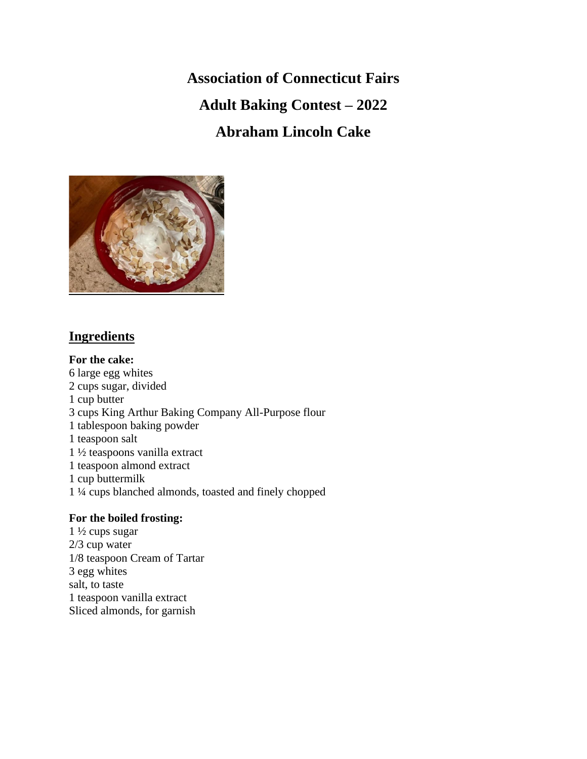# Association of Connecticut Fairs

# Adult Baking Contest – 2022

# Abraham Lincoln Cake

## Ingredients

**For the cake:**

6 large egg whites
2 cups sugar, divided
1 cup butter
3 cups King Arthur Baking Company All-Purpose flour
1 tablespoon baking powder
1 teaspoon salt
1 ½ teaspoons vanilla extract
1 teaspoon almond extract
1 cup buttermilk
1 ¼ cups blanched almonds, toasted and finely chopped

**For the boiled frosting:**

1 ½ cups sugar
2/3 cup water
1/8 teaspoon Cream of Tartar
3 egg whites
salt, to taste
1 teaspoon vanilla extract
Sliced almonds, for garnish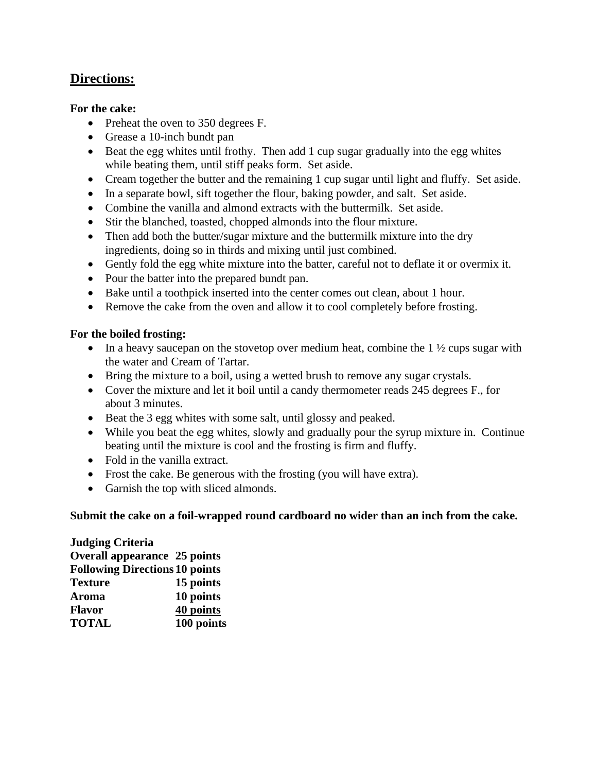## Directions:

**For the cake:**

- Preheat the oven to 350 degrees F.
- Grease a 10-inch bundt pan
- Beat the egg whites until frothy. Then add 1 cup sugar gradually into the egg whites while beating them, until stiff peaks form. Set aside.
- Cream together the butter and the remaining 1 cup sugar until light and fluffy. Set aside.
- In a separate bowl, sift together the flour, baking powder, and salt. Set aside.
- Combine the vanilla and almond extracts with the buttermilk. Set aside.
- Stir the blanched, toasted, chopped almonds into the flour mixture.
- Then add both the butter/sugar mixture and the buttermilk mixture into the dry ingredients, doing so in thirds and mixing until just combined.
- Gently fold the egg white mixture into the batter, careful not to deflate it or overmix it.
- Pour the batter into the prepared bundt pan.
- Bake until a toothpick inserted into the center comes out clean, about 1 hour.
- Remove the cake from the oven and allow it to cool completely before frosting.

**For the boiled frosting:**

- In a heavy saucepan on the stovetop over medium heat, combine the 1 ½ cups sugar with the water and Cream of Tartar.
- Bring the mixture to a boil, using a wetted brush to remove any sugar crystals.
- Cover the mixture and let it boil until a candy thermometer reads 245 degrees F., for about 3 minutes.
- Beat the 3 egg whites with some salt, until glossy and peaked.
- While you beat the egg whites, slowly and gradually pour the syrup mixture in. Continue beating until the mixture is cool and the frosting is firm and fluffy.
- Fold in the vanilla extract.
- Frost the cake. Be generous with the frosting (you will have extra).
- Garnish the top with sliced almonds.

**Submit the cake on a foil-wrapped round cardboard no wider than an inch from the cake.**

| **Judging Criteria** | |
|---|---|
| **Overall appearance** | **25 points** |
| **Following Directions** | **10 points** |
| **Texture** | **15 points** |
| **Aroma** | **10 points** |
| **Flavor** | **40 points** |
| **TOTAL** | **100 points** |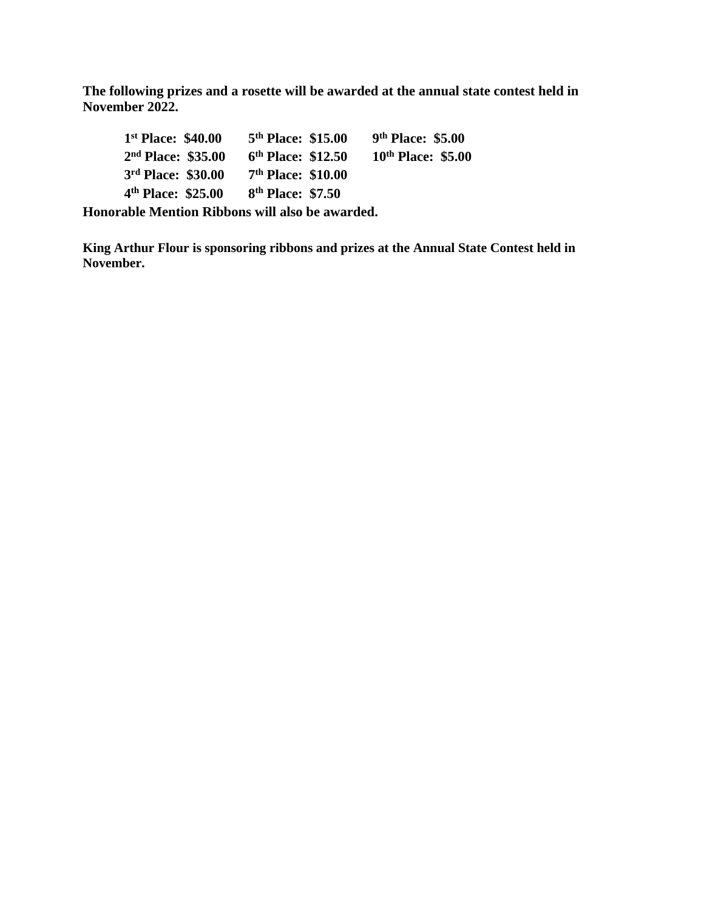**The following prizes and a rosette will be awarded at the annual state contest held in November 2022.**

| | | |
|---|---|---|
| **1st Place: $40.00** | **5th Place: $15.00** | **9th Place: $5.00** |
| **2nd Place: $35.00** | **6th Place: $12.50** | **10th Place: $5.00** |
| **3rd Place: $30.00** | **7th Place: $10.00** | |
| **4th Place: $25.00** | **8th Place: $7.50** | |

**Honorable Mention Ribbons will also be awarded.**

**King Arthur Flour is sponsoring ribbons and prizes at the Annual State Contest held in November.**